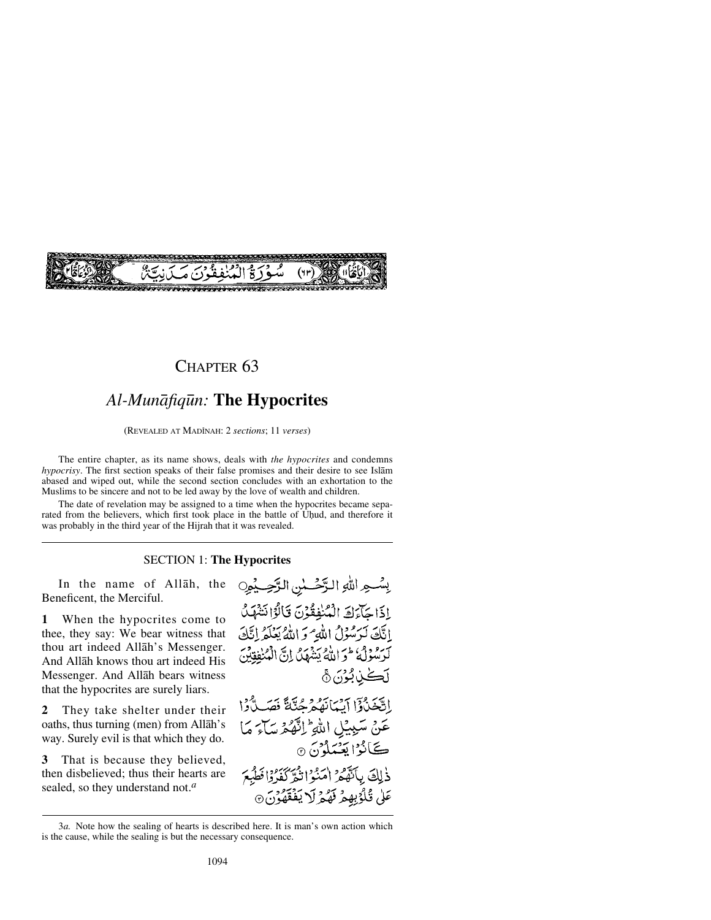# CHAPTER 63

## *Al-Munāfiqūn:* **The Hypocrites**

(REVEALED AT MADĪNAH: 2 *sections*; 11 *verses*)

The entire chapter, as its name shows, deals with *the hypocrites* and condemns *hypocrisy*. The first section speaks of their false promises and their desire to see Islām abased and wiped out, while the second section concludes with an exhortation to the Muslims to be sincere and not to be led away by the love of wealth and children.

The date of revelation may be assigned to a time when the hypocrites became separated from the believers, which first took place in the battle of Uḥud, and therefore it was probably in the third year of the Hijrah that it was revealed.

### SECTION 1: **The Hypocrites**

In the name of Allāh, the Beneficent, the Merciful.

**1** When the hypocrites come to thee, they say: We bear witness that thou art indeed Allāh's Messenger. And Allāh knows thou art indeed His Messenger. And Allāh bears witness that the hypocrites are surely liars.

**2** They take shelter under their oaths, thus turning (men) from Allāh's way. Surely evil is that which they do.

**3** That is because they believed, then disbelieved; thus their hearts are sealed, so they understand not.[a]

بِسْمِ اللّٰهِ الرَّحْمٰنِ الرَّحِيْمِ

إِذَا جَآءَكَ الْمُنٰفِقُوْنَ قَالُوْا نَشْهَدُ إِنَّكَ لَرَسُوْلُ اللّٰهِ ۘ وَاللّٰهُ يَعْلَمُ إِنَّكَ لَرَسُوْلُهٗ ۗ وَاللّٰهُ يَشْهَدُ إِنَّ الْمُنٰفِقِيْنَ لَكٰذِبُوْنَ ۝۱

اِتَّخَذُوْٓا اَيْمَانَهُمْ جُنَّةً فَصَدُّوْا عَنْ سَبِيْلِ اللّٰهِ ۗ اِنَّهُمْ سَآءَ مَا كَانُوْا يَعْمَلُوْنَ ۝۲

ذٰلِكَ بِاَنَّهُمْ اٰمَنُوْا ثُمَّ كَفَرُوْا فَطُبِعَ عَلٰى قُلُوْبِهِمْ فَهُمْ لَا يَفْقَهُوْنَ ۝۳

---

3*a.* Note how the sealing of hearts is described here. It is man's own action which is the cause, while the sealing is but the necessary consequence.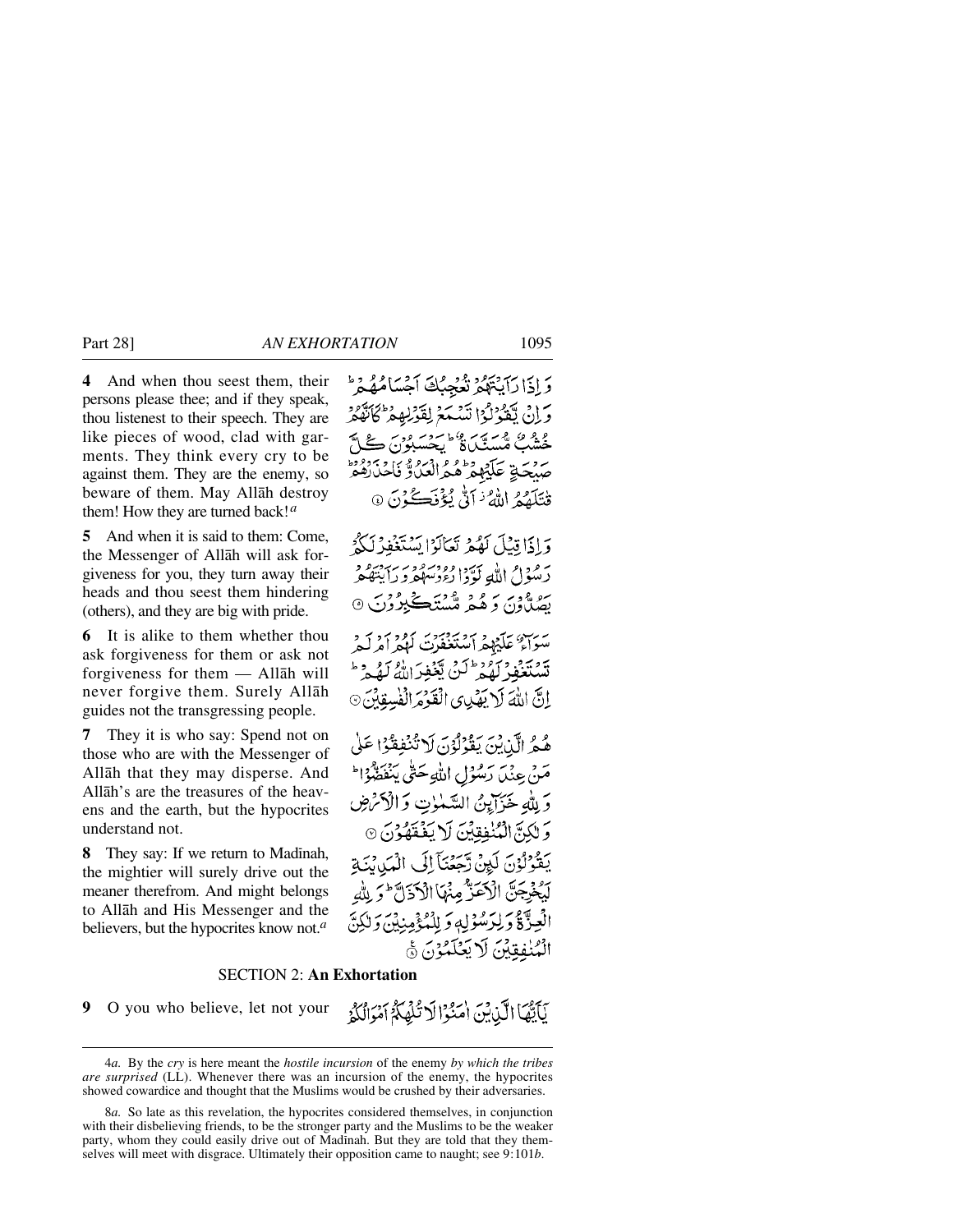**4** And when thou seest them, their persons please thee; and if they speak, thou listenest to their speech. They are like pieces of wood, clad with garments. They think every cry to be against them. They are the enemy, so beware of them. May Allāh destroy them! How they are turned back![a]

وَ اِذَا رَاَیۡتَہُمۡ تُعۡجِبُکَ اَجۡسَامُہُمۡ ؕ وَ اِنۡ یَّقُوۡلُوۡا تَسۡمَعۡ لِقَوۡلِہِمۡ ؕ کَاَنَّہُمۡ خُشُبٌ مُّسَنَّدَۃٌ ؕ یَحۡسَبُوۡنَ کُلَّ صَیۡحَۃٍ عَلَیۡہِمۡ ؕ ہُمُ الۡعَدُوُّ فَاحۡذَرۡہُمۡ ؕ قٰتَلَہُمُ اللّٰہُ ۫ اَنّٰی یُؤۡفَکُوۡنَ ﴿۴﴾

**5** And when it is said to them: Come, the Messenger of Allāh will ask forgiveness for you, they turn away their heads and thou seest them hindering (others), and they are big with pride.

وَ اِذَا قِیۡلَ لَہُمۡ تَعَالَوۡا یَسۡتَغۡفِرۡ لَکُمۡ رَسُوۡلُ اللّٰہِ لَوَّوۡا رُءُوۡسَہُمۡ وَ رَاَیۡتَہُمۡ یَصُدُّوۡنَ وَ ہُمۡ مُّسۡتَکۡبِرُوۡنَ ﴿۵﴾

**6** It is alike to them whether thou ask forgiveness for them or ask not forgiveness for them — Allāh will never forgive them. Surely Allāh guides not the transgressing people.

سَوَآءٌ عَلَیۡہِمۡ اَسۡتَغۡفَرۡتَ لَہُمۡ اَمۡ لَمۡ تَسۡتَغۡفِرۡ لَہُمۡ ؕ لَنۡ یَّغۡفِرَ اللّٰہُ لَہُمۡ ؕ اِنَّ اللّٰہَ لَا یَہۡدِی الۡقَوۡمَ الۡفٰسِقِیۡنَ ﴿۶﴾

**7** They it is who say: Spend not on those who are with the Messenger of Allāh that they may disperse. And Allāh's are the treasures of the heavens and the earth, but the hypocrites understand not.

ہُمُ الَّذِیۡنَ یَقُوۡلُوۡنَ لَا تُنۡفِقُوۡا عَلٰی مَنۡ عِنۡدَ رَسُوۡلِ اللّٰہِ حَتّٰی یَنۡفَضُّوۡا ؕ وَ لِلّٰہِ خَزَآئِنُ السَّمٰوٰتِ وَ الۡاَرۡضِ وَ لٰکِنَّ الۡمُنٰفِقِیۡنَ لَا یَفۡقَہُوۡنَ ﴿۷﴾

**8** They say: If we return to Madīnah, the mightier will surely drive out the meaner therefrom. And might belongs to Allāh and His Messenger and the believers, but the hypocrites know not.[a]

یَقُوۡلُوۡنَ لَئِنۡ رَّجَعۡنَاۤ اِلَی الۡمَدِیۡنَۃِ لَیُخۡرِجَنَّ الۡاَعَزُّ مِنۡہَا الۡاَذَلَّ ؕ وَ لِلّٰہِ الۡعِزَّۃُ وَ لِرَسُوۡلِہٖ وَ لِلۡمُؤۡمِنِیۡنَ وَ لٰکِنَّ الۡمُنٰفِقِیۡنَ لَا یَعۡلَمُوۡنَ ﴿۸﴾

## SECTION 2: An Exhortation

**9** O you who believe, let not your

یٰۤاَیُّہَا الَّذِیۡنَ اٰمَنُوۡا لَا تُلۡہِکُمۡ اَمۡوَالُکُمۡ

---

4*a*. By the *cry* is here meant the *hostile incursion* of the enemy *by which the tribes are surprised* (LL). Whenever there was an incursion of the enemy, the hypocrites showed cowardice and thought that the Muslims would be crushed by their adversaries.

8*a*. So late as this revelation, the hypocrites considered themselves, in conjunction with their disbelieving friends, to be the stronger party and the Muslims to be the weaker party, whom they could easily drive out of Madinah. But they are told that they themselves will meet with disgrace. Ultimately their opposition came to naught; see 9:101*b*.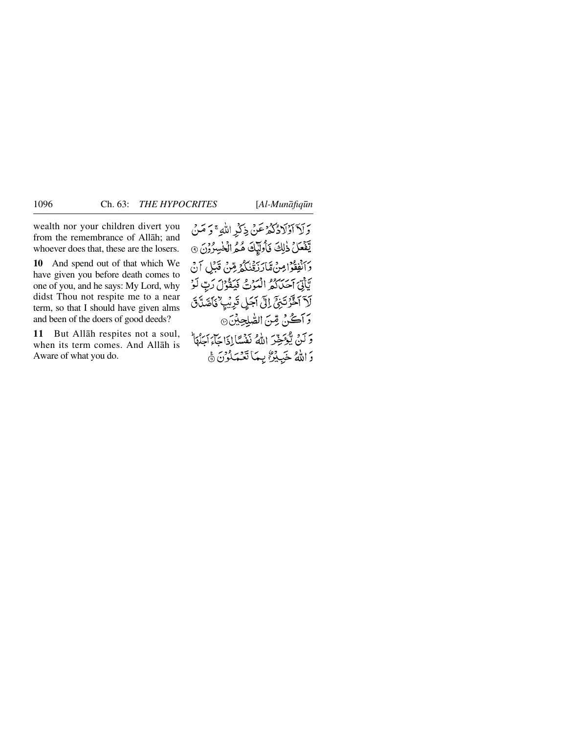wealth nor your children divert you from the remembrance of Allāh; and whoever does that, these are the losers.

وَلَآ اَوۡلَادُكُمۡ عَنۡ ذِكۡرِ اللّٰهِ ۚ وَمَنۡ يَّفۡعَلۡ ذٰلِكَ فَاُولٰٓئِكَ هُمُ الۡخٰسِرُوۡنَ ﴿۹﴾

**10** And spend out of that which We have given you before death comes to one of you, and he says: My Lord, why didst Thou not respite me to a near term, so that I should have given alms and been of the doers of good deeds?

وَاَنۡفِقُوۡا مِنۡ مَّا رَزَقۡنٰكُمۡ مِّنۡ قَبۡلِ اَنۡ يَّاۡتِىَ اَحَدَكُمُ الۡمَوۡتُ فَيَقُوۡلَ رَبِّ لَوۡلَاۤ اَخَّرۡتَنِىۡۤ اِلٰٓى اَجَلٍ قَرِيۡبٍ ۙ فَاَصَّدَّقَ وَاَكُنۡ مِّنَ الصّٰلِحِيۡنَ ﴿۱۰﴾

**11** But Allāh respites not a soul, when its term comes. And Allāh is Aware of what you do.

وَلَنۡ يُّؤَخِّرَ اللّٰهُ نَفۡسًا اِذَا جَآءَ اَجَلُهَا ؕ وَاللّٰهُ خَبِيۡرٌۢ بِمَا تَعۡمَلُوۡنَ ﴿۱۱﴾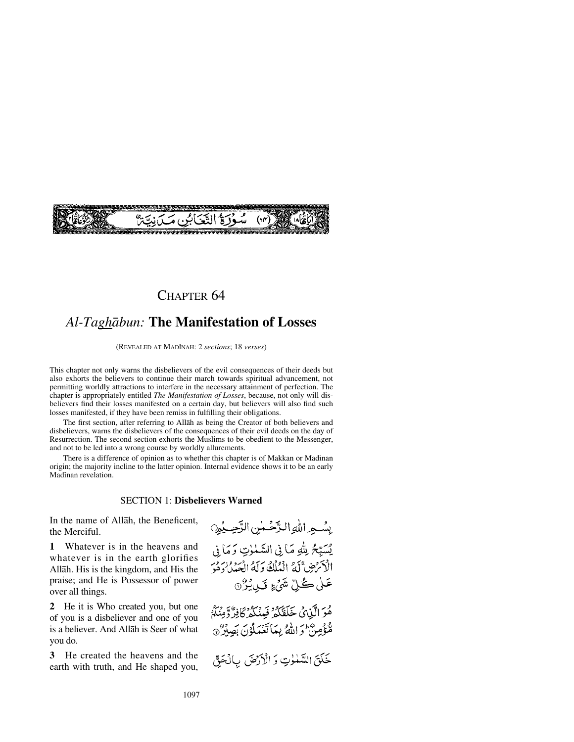سُورَةُ التَّغَابُنِ مَدَنِيَّةٌ (٦٤)

# CHAPTER 64

## *Al-Taghābun:* The Manifestation of Losses

(REVEALED AT MADĪNAH: 2 *sections*; 18 *verses*)

This chapter not only warns the disbelievers of the evil consequences of their deeds but also exhorts the believers to continue their march towards spiritual advancement, not permitting worldly attractions to interfere in the necessary attainment of perfection. The chapter is appropriately entitled *The Manifestation of Losses*, because, not only will disbelievers find their losses manifested on a certain day, but believers will also find such losses manifested, if they have been remiss in fulfilling their obligations.

The first section, after referring to Allāh as being the Creator of both believers and disbelievers, warns the disbelievers of the consequences of their evil deeds on the day of Resurrection. The second section exhorts the Muslims to be obedient to the Messenger, and not to be led into a wrong course by worldly allurements.

There is a difference of opinion as to whether this chapter is of Makkan or Madīnan origin; the majority incline to the latter opinion. Internal evidence shows it to be an early Madīnan revelation.

---

### SECTION 1: Disbelievers Warned

In the name of Allāh, the Beneficent, the Merciful.

بِسْمِ اللّٰهِ الرَّحْمٰنِ الرَّحِيْمِ

**1** Whatever is in the heavens and whatever is in the earth glorifies Allāh. His is the kingdom, and His the praise; and He is Possessor of power over all things.

يُسَبِّحُ لِلّٰهِ مَا فِي السَّمٰوٰتِ وَمَا فِي الْاَرْضِ ۚ لَهُ الْمُلْكُ وَلَهُ الْحَمْدُ ۫ وَهُوَ عَلٰى كُلِّ شَيْءٍ قَدِيْرٌ ①

**2** He it is Who created you, but one of you is a disbeliever and one of you is a believer. And Allāh is Seer of what you do.

هُوَ الَّذِيْ خَلَقَكُمْ فَمِنْكُمْ كَافِرٌ وَّمِنْكُمْ مُّؤْمِنٌ ؕ وَاللّٰهُ بِمَا تَعْمَلُوْنَ بَصِيْرٌ ②

**3** He created the heavens and the earth with truth, and He shaped you,

خَلَقَ السَّمٰوٰتِ وَالْاَرْضَ بِالْحَقِّ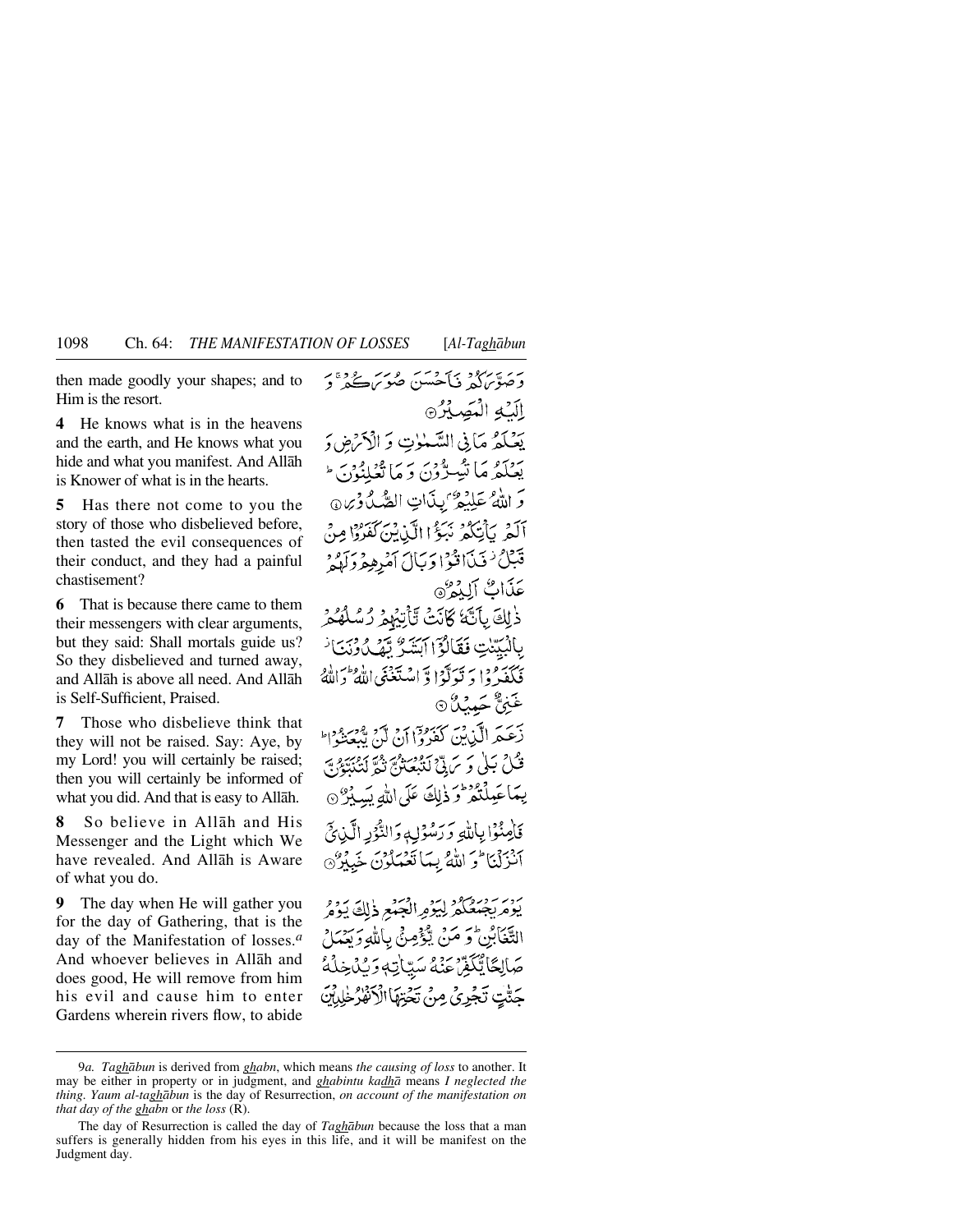then made goodly your shapes; and to Him is the resort.

وَ صَوَّرَكُمْ فَاَحْسَنَ صُوَرَكُمْ ۚ وَ اِلَيْهِ الْمَصِيْرُ ۝

**4** He knows what is in the heavens and the earth, and He knows what you hide and what you manifest. And Allāh is Knower of what is in the hearts.

يَعْلَمُ مَا فِي السَّمٰوٰتِ وَ الْاَرْضِ وَ يَعْلَمُ مَا تُسِرُّوْنَ وَ مَا تُعْلِنُوْنَ ؕ وَ اللّٰهُ عَلِيْمٌۢ بِذَاتِ الصُّدُوْرِ ۝

**5** Has there not come to you the story of those who disbelieved before, then tasted the evil consequences of their conduct, and they had a painful chastisement?

اَلَمْ يَاْتِكُمْ نَبَؤُا الَّذِيْنَ كَفَرُوْا مِنْ قَبْلُ ۫ فَذَاقُوْا وَبَالَ اَمْرِهِمْ وَ لَهُمْ عَذَابٌ اَلِيْمٌ ۝

**6** That is because there came to them their messengers with clear arguments, but they said: Shall mortals guide us? So they disbelieved and turned away, and Allāh is above all need. And Allāh is Self-Sufficient, Praised.

ذٰلِكَ بِاَنَّهٗ كَانَتْ تَّاْتِيْهِمْ رُسُلُهُمْ بِالْبَيِّنٰتِ فَقَالُوْۤا اَبَشَرٌ يَّهْدُوْنَنَا ۫ فَكَفَرُوْا وَ تَوَلَّوْا وَّ اسْتَغْنَى اللّٰهُ ؕ وَ اللّٰهُ غَنِيٌّ حَمِيْدٌ ۝

**7** Those who disbelieve think that they will not be raised. Say: Aye, by my Lord! you will certainly be raised; then you will certainly be informed of what you did. And that is easy to Allāh.

زَعَمَ الَّذِيْنَ كَفَرُوْۤا اَنْ لَّنْ يُّبْعَثُوْا ؕ قُلْ بَلٰى وَ رَبِّيْ لَتُبْعَثُنَّ ثُمَّ لَتُنَبَّؤُنَّ بِمَا عَمِلْتُمْ ؕ وَ ذٰلِكَ عَلَى اللّٰهِ يَسِيْرٌ ۝

**8** So believe in Allāh and His Messenger and the Light which We have revealed. And Allāh is Aware of what you do.

فَاٰمِنُوْا بِاللّٰهِ وَ رَسُوْلِهٖ وَ النُّوْرِ الَّذِيْۤ اَنْزَلْنَا ؕ وَ اللّٰهُ بِمَا تَعْمَلُوْنَ خَبِيْرٌ ۝

**9** The day when He will gather you for the day of Gathering, that is the day of the Manifestation of losses.[a] And whoever believes in Allāh and does good, He will remove from him his evil and cause him to enter Gardens wherein rivers flow, to abide

يَوْمَ يَجْمَعُكُمْ لِيَوْمِ الْجَمْعِ ذٰلِكَ يَوْمُ التَّغَابُنِ ؕ وَ مَنْ يُّؤْمِنْۢ بِاللّٰهِ وَ يَعْمَلْ صَالِحًا يُّكَفِّرْ عَنْهُ سَيِّاٰتِهٖ وَ يُدْخِلْهُ جَنّٰتٍ تَجْرِيْ مِنْ تَحْتِهَا الْاَنْهٰرُ خٰلِدِيْنَ

---

9*a*. *Taghābun* is derived from *ghabn*, which means *the causing of loss* to another. It may be either in property or in judgment, and *ghabintu kadhā* means *I neglected the thing*. *Yaum al-taghābun* is the day of Resurrection, *on account of the manifestation on that day of the ghabn* or *the loss* (R).

The day of Resurrection is called the day of *Taghābun* because the loss that a man suffers is generally hidden from his eyes in this life, and it will be manifest on the Judgment day.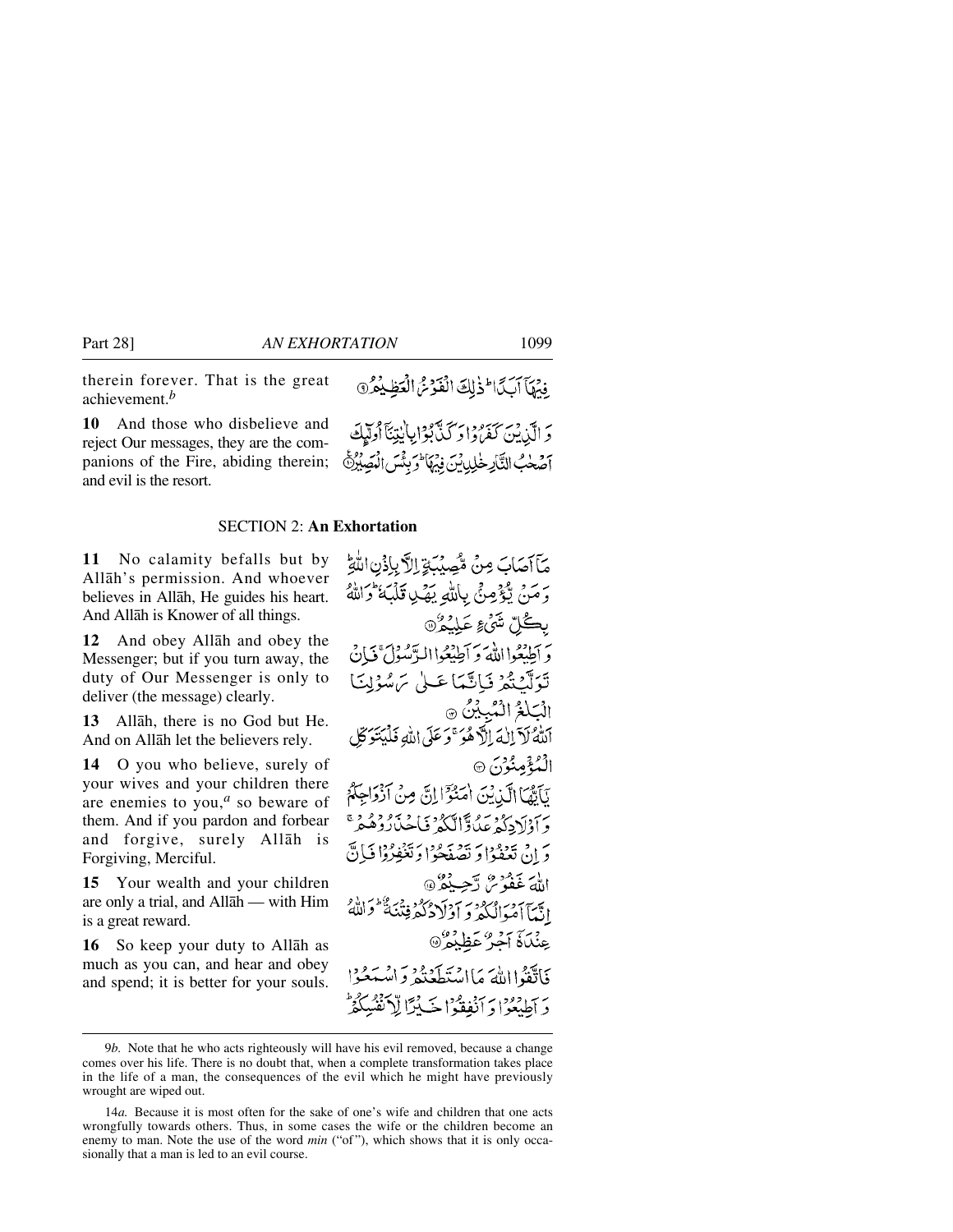therein forever. That is the great achievement.[b]

فِيهَآ أَبَدًا ۚ ذَٰلِكَ ٱلْفَوْزُ ٱلْعَظِيمُ ۝٩

**10** And those who disbelieve and reject Our messages, they are the companions of the Fire, abiding therein; and evil is the resort.

وَٱلَّذِينَ كَفَرُوا۟ وَكَذَّبُوا۟ بِـَٔايَـٰتِنَآ أُو۟لَـٰٓئِكَ أَصْحَـٰبُ ٱلنَّارِ خَـٰلِدِينَ فِيهَا ۖ وَبِئْسَ ٱلْمَصِيرُ ۝١٠

## SECTION 2: **An Exhortation**

**11** No calamity befalls but by Allāh's permission. And whoever believes in Allāh, He guides his heart. And Allāh is Knower of all things.

مَآ أَصَابَ مِن مُّصِيبَةٍ إِلَّا بِإِذْنِ ٱللَّهِ ۗ وَمَن يُؤْمِنۢ بِٱللَّهِ يَهْدِ قَلْبَهُۥ ۚ وَٱللَّهُ بِكُلِّ شَىْءٍ عَلِيمٌ ۝١١

**12** And obey Allāh and obey the Messenger; but if you turn away, the duty of Our Messenger is only to deliver (the message) clearly.

وَأَطِيعُوا۟ ٱللَّهَ وَأَطِيعُوا۟ ٱلرَّسُولَ ۚ فَإِن تَوَلَّيْتُمْ فَإِنَّمَا عَلَىٰ رَسُولِنَا ٱلْبَلَـٰغُ ٱلْمُبِينُ ۝١٢

**13** Allāh, there is no God but He. And on Allāh let the believers rely.

ٱللَّهُ لَآ إِلَـٰهَ إِلَّا هُوَ ۚ وَعَلَى ٱللَّهِ فَلْيَتَوَكَّلِ ٱلْمُؤْمِنُونَ ۝١٣

**14** O you who believe, surely of your wives and your children there are enemies to you,[a] so beware of them. And if you pardon and forbear and forgive, surely Allāh is Forgiving, Merciful.

يَـٰٓأَيُّهَا ٱلَّذِينَ ءَامَنُوٓا۟ إِنَّ مِنْ أَزْوَٰجِكُمْ وَأَوْلَـٰدِكُمْ عَدُوًّا لَّكُمْ فَٱحْذَرُوهُمْ ۚ وَإِن تَعْفُوا۟ وَتَصْفَحُوا۟ وَتَغْفِرُوا۟ فَإِنَّ ٱللَّهَ غَفُورٌ رَّحِيمٌ ۝١٤

**15** Your wealth and your children are only a trial, and Allāh — with Him is a great reward.

إِنَّمَآ أَمْوَٰلُكُمْ وَأَوْلَـٰدُكُمْ فِتْنَةٌ ۚ وَٱللَّهُ عِندَهُۥٓ أَجْرٌ عَظِيمٌ ۝١٥

**16** So keep your duty to Allāh as much as you can, and hear and obey and spend; it is better for your souls.

فَٱتَّقُوا۟ ٱللَّهَ مَا ٱسْتَطَعْتُمْ وَٱسْمَعُوا۟ وَأَطِيعُوا۟ وَأَنفِقُوا۟ خَيْرًا لِّأَنفُسِكُمْ ۗ

---

9*b.* Note that he who acts righteously will have his evil removed, because a change comes over his life. There is no doubt that, when a complete transformation takes place in the life of a man, the consequences of the evil which he might have previously wrought are wiped out.

14*a.* Because it is most often for the sake of one's wife and children that one acts wrongfully towards others. Thus, in some cases the wife or the children become an enemy to man. Note the use of the word *min* ("of"), which shows that it is only occasionally that a man is led to an evil course.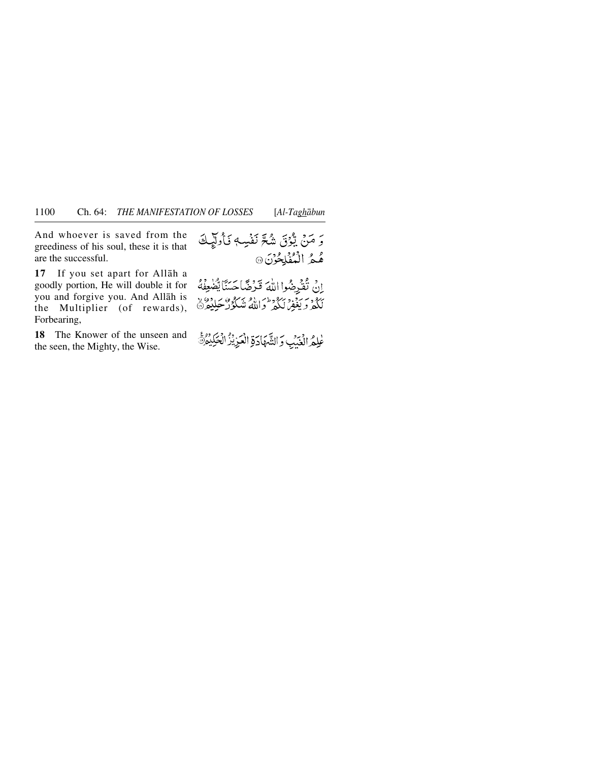And whoever is saved from the greediness of his soul, these it is that are the successful.

وَ مَنْ يُّوْقَ شُحَّ نَفْسِهٖ فَاُولٰٓئِكَ هُمُ الْمُفْلِحُوْنَ ۝

**17** If you set apart for Allāh a goodly portion, He will double it for you and forgive you. And Allāh is the Multiplier (of rewards), Forbearing,

اِنْ تُقْرِضُوا اللّٰهَ قَرْضًا حَسَنًا يُّضٰعِفْهُ لَكُمْ وَ يَغْفِرْ لَكُمْ ؕ وَ اللّٰهُ شَكُوْرٌ حَلِيْمٌ ۝

**18** The Knower of the unseen and the seen, the Mighty, the Wise.

عٰلِمُ الْغَيْبِ وَ الشَّهَادَةِ الْعَزِيْزُ الْحَكِيْمُ ۝